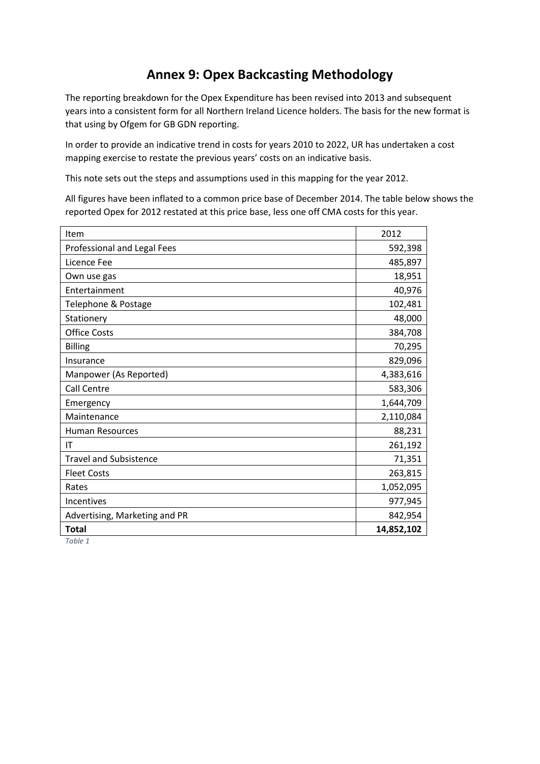# Annex 9: Opex Backcasting Methodology

The reporting breakdown for the Opex Expenditure has been revised into 2013 and subsequent years into a consistent form for all Northern Ireland Licence holders. The basis for the new format is that using by Ofgem for GB GDN reporting.

In order to provide an indicative trend in costs for years 2010 to 2022, UR has undertaken a cost mapping exercise to restate the previous years' costs on an indicative basis.

This note sets out the steps and assumptions used in this mapping for the year 2012.

All figures have been inflated to a common price base of December 2014. The table below shows the reported Opex for 2012 restated at this price base, less one off CMA costs for this year.

| Item | 2012 |
|---|---:|
| Professional and Legal Fees | 592,398 |
| Licence Fee | 485,897 |
| Own use gas | 18,951 |
| Entertainment | 40,976 |
| Telephone & Postage | 102,481 |
| Stationery | 48,000 |
| Office Costs | 384,708 |
| Billing | 70,295 |
| Insurance | 829,096 |
| Manpower (As Reported) | 4,383,616 |
| Call Centre | 583,306 |
| Emergency | 1,644,709 |
| Maintenance | 2,110,084 |
| Human Resources | 88,231 |
| IT | 261,192 |
| Travel and Subsistence | 71,351 |
| Fleet Costs | 263,815 |
| Rates | 1,052,095 |
| Incentives | 977,945 |
| Advertising, Marketing and PR | 842,954 |
| **Total** | **14,852,102** |

*Table 1*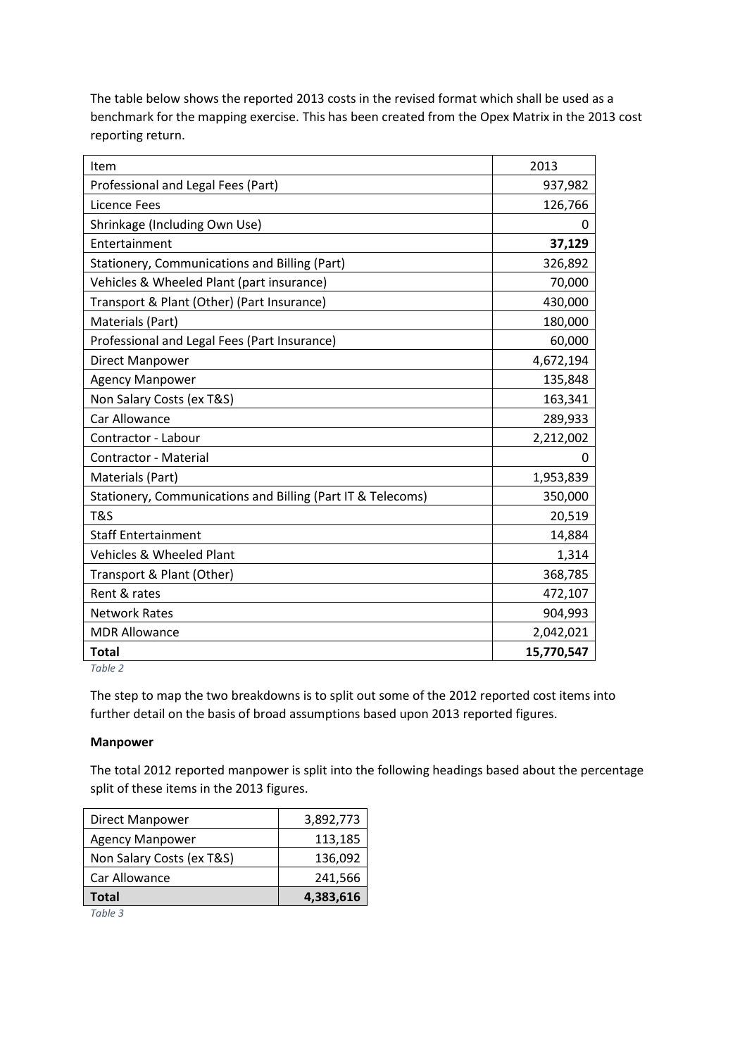The table below shows the reported 2013 costs in the revised format which shall be used as a benchmark for the mapping exercise. This has been created from the Opex Matrix in the 2013 cost reporting return.

| Item | 2013 |
|---|---:|
| Professional and Legal Fees (Part) | 937,982 |
| Licence Fees | 126,766 |
| Shrinkage (Including Own Use) | 0 |
| Entertainment | **37,129** |
| Stationery, Communications and Billing (Part) | 326,892 |
| Vehicles & Wheeled Plant (part insurance) | 70,000 |
| Transport & Plant (Other) (Part Insurance) | 430,000 |
| Materials (Part) | 180,000 |
| Professional and Legal Fees (Part Insurance) | 60,000 |
| Direct Manpower | 4,672,194 |
| Agency Manpower | 135,848 |
| Non Salary Costs (ex T&S) | 163,341 |
| Car Allowance | 289,933 |
| Contractor - Labour | 2,212,002 |
| Contractor - Material | 0 |
| Materials (Part) | 1,953,839 |
| Stationery, Communications and Billing (Part IT & Telecoms) | 350,000 |
| T&S | 20,519 |
| Staff Entertainment | 14,884 |
| Vehicles & Wheeled Plant | 1,314 |
| Transport & Plant (Other) | 368,785 |
| Rent & rates | 472,107 |
| Network Rates | 904,993 |
| MDR Allowance | 2,042,021 |
| **Total** | **15,770,547** |

*Table 2*

The step to map the two breakdowns is to split out some of the 2012 reported cost items into further detail on the basis of broad assumptions based upon 2013 reported figures.

**Manpower**

The total 2012 reported manpower is split into the following headings based about the percentage split of these items in the 2013 figures.

| Direct Manpower | 3,892,773 |
|---|---:|
| Agency Manpower | 113,185 |
| Non Salary Costs (ex T&S) | 136,092 |
| Car Allowance | 241,566 |
| **Total** | **4,383,616** |

*Table 3*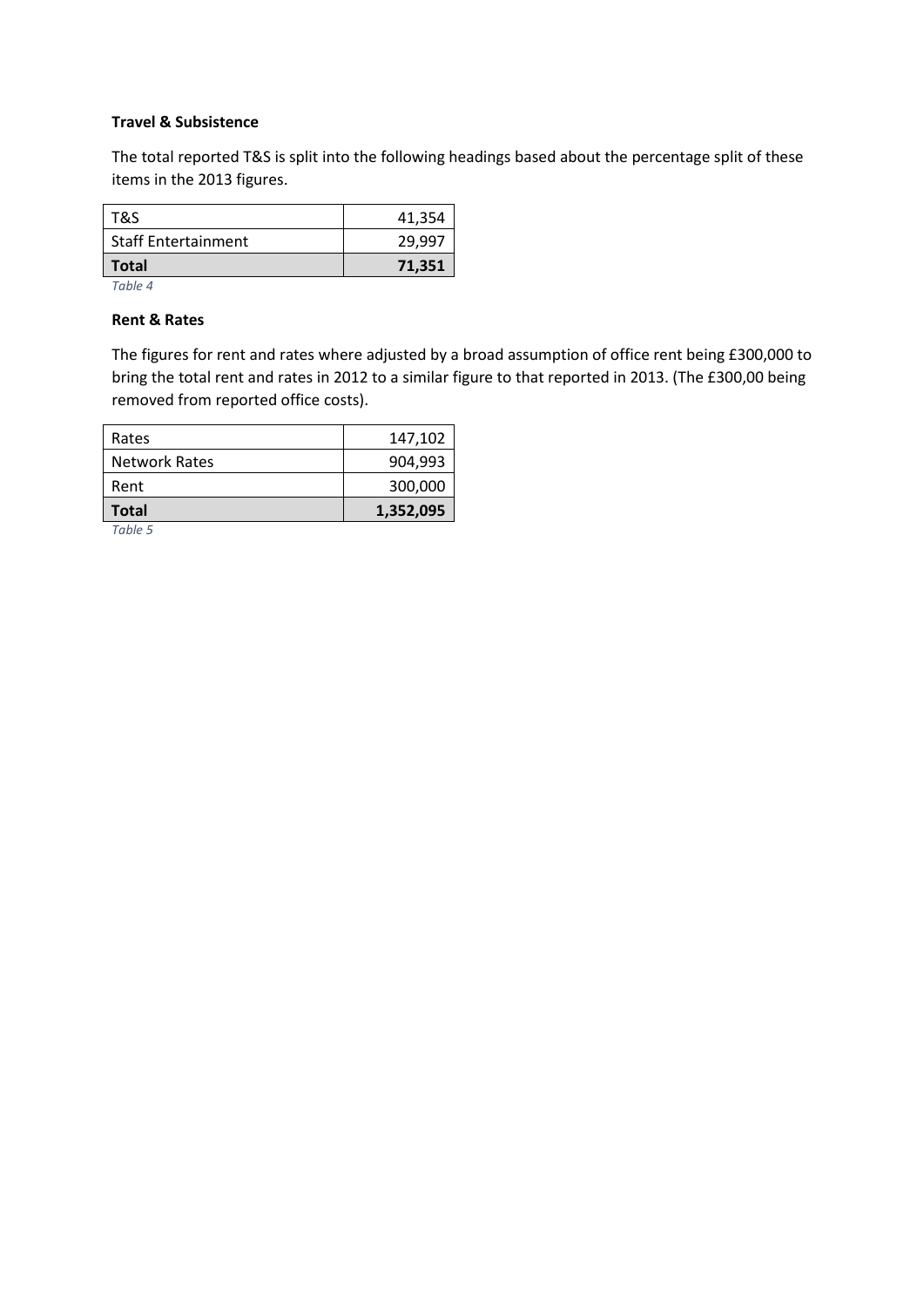**Travel & Subsistence**

The total reported T&S is split into the following headings based about the percentage split of these items in the 2013 figures.

| T&S | 41,354 |
|---|---|
| Staff Entertainment | 29,997 |
| **Total** | **71,351** |

*Table 4*

**Rent & Rates**

The figures for rent and rates where adjusted by a broad assumption of office rent being £300,000 to bring the total rent and rates in 2012 to a similar figure to that reported in 2013. (The £300,00 being removed from reported office costs).

| Rates | 147,102 |
|---|---|
| Network Rates | 904,993 |
| Rent | 300,000 |
| **Total** | **1,352,095** |

*Table 5*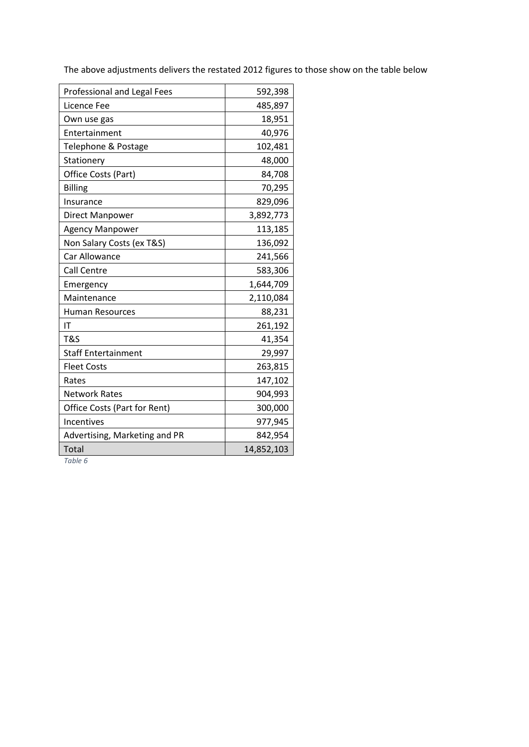The above adjustments delivers the restated 2012 figures to those show on the table below

| | |
|---|---|
| Professional and Legal Fees | 592,398 |
| Licence Fee | 485,897 |
| Own use gas | 18,951 |
| Entertainment | 40,976 |
| Telephone & Postage | 102,481 |
| Stationery | 48,000 |
| Office Costs (Part) | 84,708 |
| Billing | 70,295 |
| Insurance | 829,096 |
| Direct Manpower | 3,892,773 |
| Agency Manpower | 113,185 |
| Non Salary Costs (ex T&S) | 136,092 |
| Car Allowance | 241,566 |
| Call Centre | 583,306 |
| Emergency | 1,644,709 |
| Maintenance | 2,110,084 |
| Human Resources | 88,231 |
| IT | 261,192 |
| T&S | 41,354 |
| Staff Entertainment | 29,997 |
| Fleet Costs | 263,815 |
| Rates | 147,102 |
| Network Rates | 904,993 |
| Office Costs (Part for Rent) | 300,000 |
| Incentives | 977,945 |
| Advertising, Marketing and PR | 842,954 |
| Total | 14,852,103 |

*Table 6*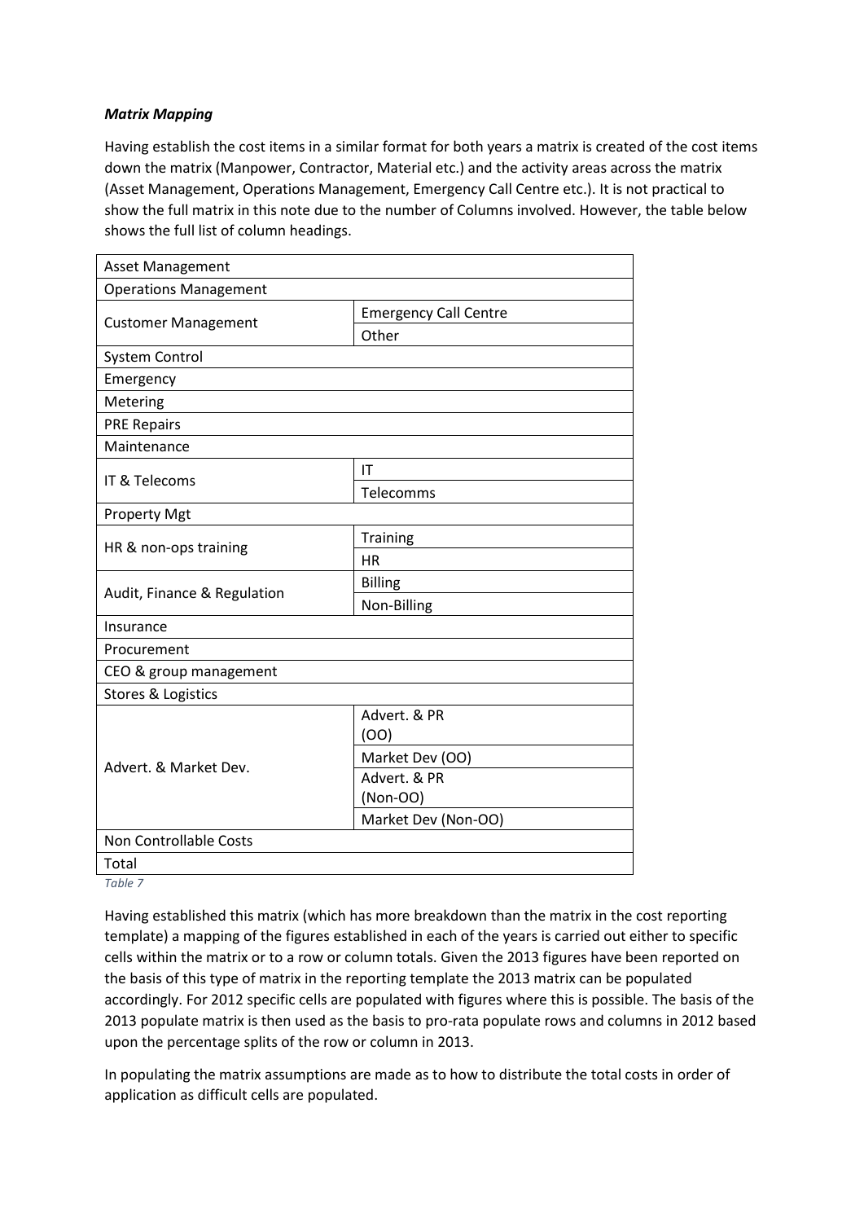***Matrix Mapping***

Having establish the cost items in a similar format for both years a matrix is created of the cost items down the matrix (Manpower, Contractor, Material etc.) and the activity areas across the matrix (Asset Management, Operations Management, Emergency Call Centre etc.). It is not practical to show the full matrix in this note due to the number of Columns involved. However, the table below shows the full list of column headings.

| | |
|---|---|
| Asset Management | |
| Operations Management | |
| Customer Management | Emergency Call Centre |
| | Other |
| System Control | |
| Emergency | |
| Metering | |
| PRE Repairs | |
| Maintenance | |
| IT & Telecoms | IT |
| | Telecomms |
| Property Mgt | |
| HR & non-ops training | Training |
| | HR |
| Audit, Finance & Regulation | Billing |
| | Non-Billing |
| Insurance | |
| Procurement | |
| CEO & group management | |
| Stores & Logistics | |
| Advert. & Market Dev. | Advert. & PR (OO) |
| | Market Dev (OO) |
| | Advert. & PR (Non-OO) |
| | Market Dev (Non-OO) |
| Non Controllable Costs | |
| Total | |

*Table 7*

Having established this matrix (which has more breakdown than the matrix in the cost reporting template) a mapping of the figures established in each of the years is carried out either to specific cells within the matrix or to a row or column totals. Given the 2013 figures have been reported on the basis of this type of matrix in the reporting template the 2013 matrix can be populated accordingly. For 2012 specific cells are populated with figures where this is possible. The basis of the 2013 populate matrix is then used as the basis to pro-rata populate rows and columns in 2012 based upon the percentage splits of the row or column in 2013.

In populating the matrix assumptions are made as to how to distribute the total costs in order of application as difficult cells are populated.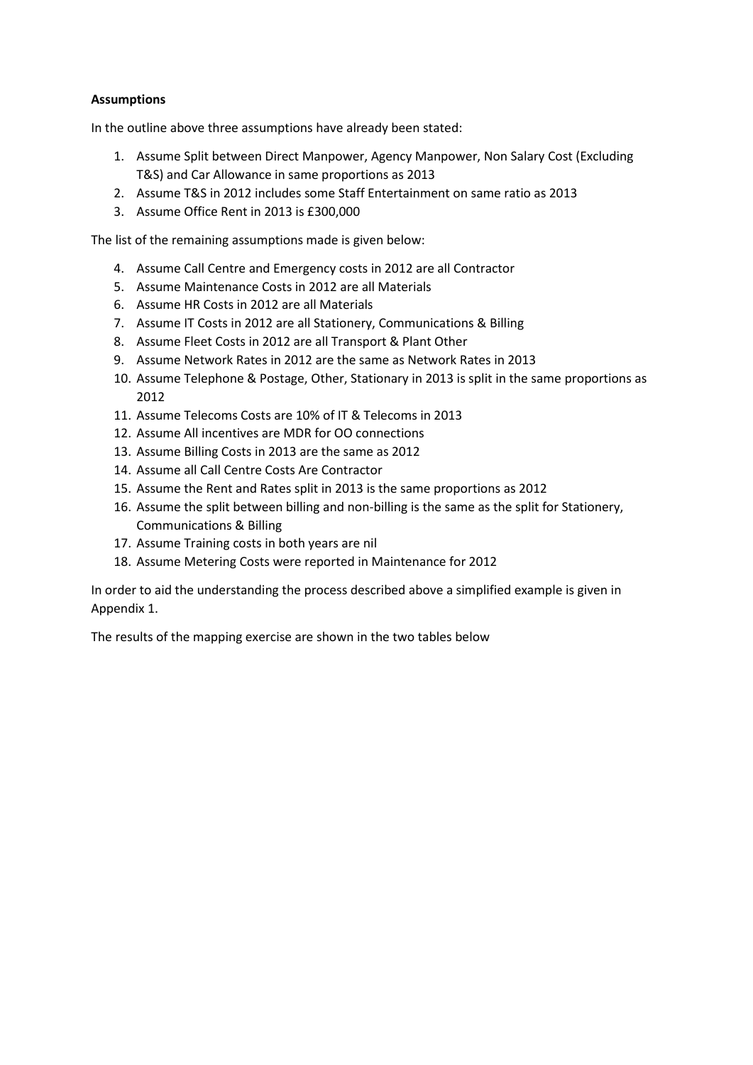**Assumptions**

In the outline above three assumptions have already been stated:

1. Assume Split between Direct Manpower, Agency Manpower, Non Salary Cost (Excluding T&S) and Car Allowance in same proportions as 2013
2. Assume T&S in 2012 includes some Staff Entertainment on same ratio as 2013
3. Assume Office Rent in 2013 is £300,000

The list of the remaining assumptions made is given below:

4. Assume Call Centre and Emergency costs in 2012 are all Contractor
5. Assume Maintenance Costs in 2012 are all Materials
6. Assume HR Costs in 2012 are all Materials
7. Assume IT Costs in 2012 are all Stationery, Communications & Billing
8. Assume Fleet Costs in 2012 are all Transport & Plant Other
9. Assume Network Rates in 2012 are the same as Network Rates in 2013
10. Assume Telephone & Postage, Other, Stationary in 2013 is split in the same proportions as 2012
11. Assume Telecoms Costs are 10% of IT & Telecoms in 2013
12. Assume All incentives are MDR for OO connections
13. Assume Billing Costs in 2013 are the same as 2012
14. Assume all Call Centre Costs Are Contractor
15. Assume the Rent and Rates split in 2013 is the same proportions as 2012
16. Assume the split between billing and non-billing is the same as the split for Stationery, Communications & Billing
17. Assume Training costs in both years are nil
18. Assume Metering Costs were reported in Maintenance for 2012

In order to aid the understanding the process described above a simplified example is given in Appendix 1.

The results of the mapping exercise are shown in the two tables below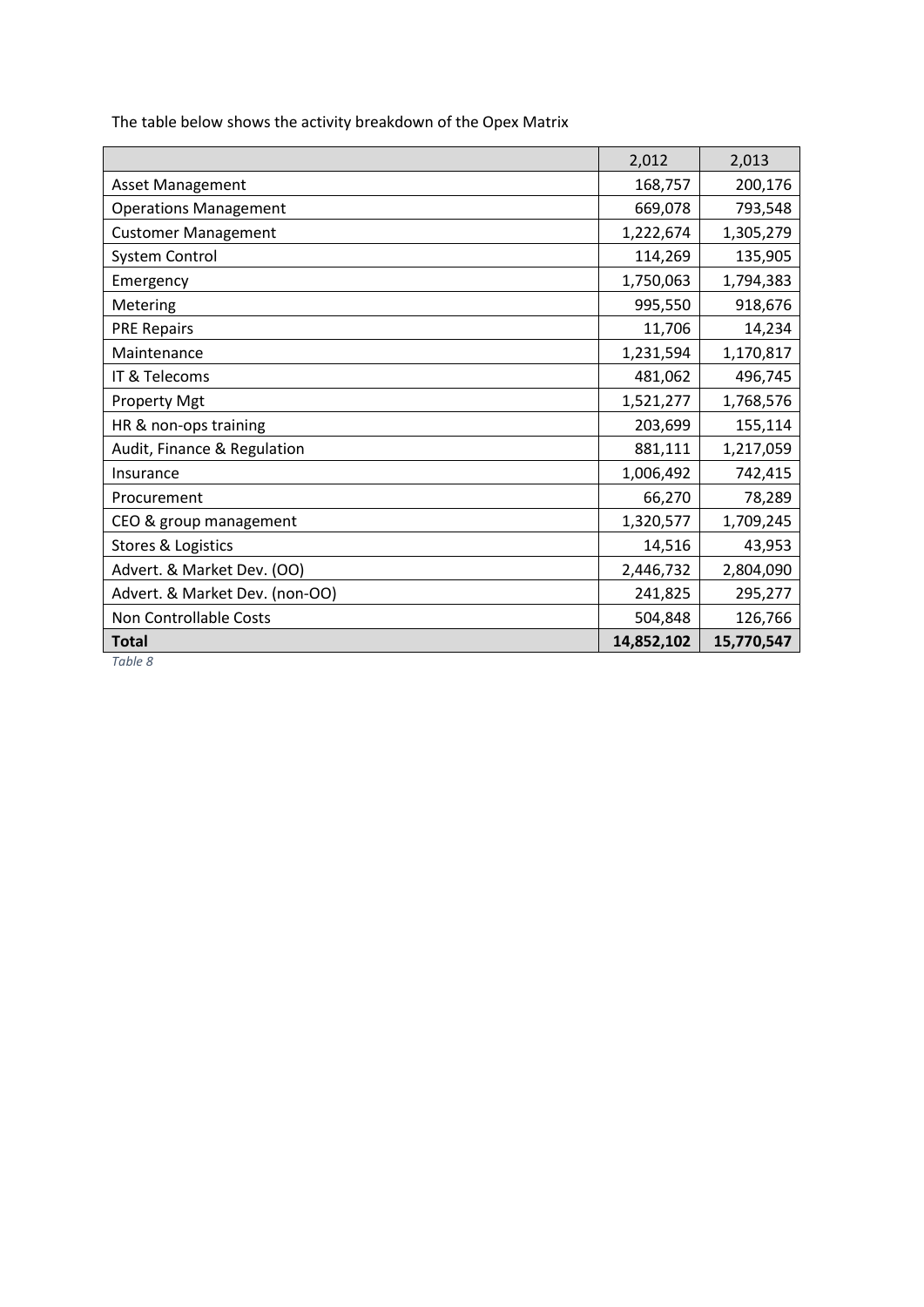The table below shows the activity breakdown of the Opex Matrix

| | 2,012 | 2,013 |
|---|---|---|
| Asset Management | 168,757 | 200,176 |
| Operations Management | 669,078 | 793,548 |
| Customer Management | 1,222,674 | 1,305,279 |
| System Control | 114,269 | 135,905 |
| Emergency | 1,750,063 | 1,794,383 |
| Metering | 995,550 | 918,676 |
| PRE Repairs | 11,706 | 14,234 |
| Maintenance | 1,231,594 | 1,170,817 |
| IT & Telecoms | 481,062 | 496,745 |
| Property Mgt | 1,521,277 | 1,768,576 |
| HR & non-ops training | 203,699 | 155,114 |
| Audit, Finance & Regulation | 881,111 | 1,217,059 |
| Insurance | 1,006,492 | 742,415 |
| Procurement | 66,270 | 78,289 |
| CEO & group management | 1,320,577 | 1,709,245 |
| Stores & Logistics | 14,516 | 43,953 |
| Advert. & Market Dev. (OO) | 2,446,732 | 2,804,090 |
| Advert. & Market Dev. (non-OO) | 241,825 | 295,277 |
| Non Controllable Costs | 504,848 | 126,766 |
| **Total** | **14,852,102** | **15,770,547** |

*Table 8*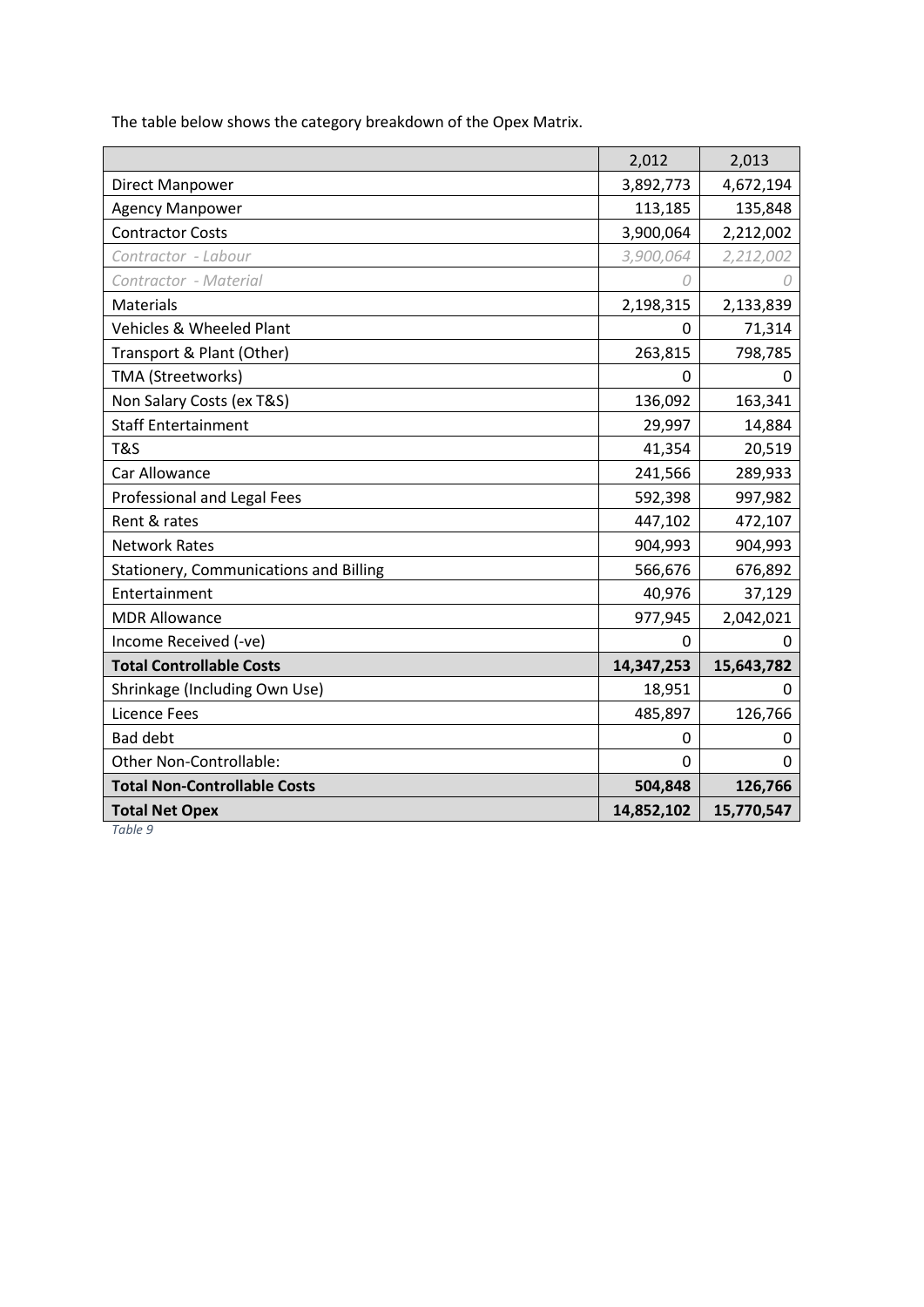The table below shows the category breakdown of the Opex Matrix.

| | 2,012 | 2,013 |
|---|---|---|
| Direct Manpower | 3,892,773 | 4,672,194 |
| Agency Manpower | 113,185 | 135,848 |
| Contractor Costs | 3,900,064 | 2,212,002 |
| *Contractor - Labour* | *3,900,064* | *2,212,002* |
| *Contractor - Material* | *0* | *0* |
| Materials | 2,198,315 | 2,133,839 |
| Vehicles & Wheeled Plant | 0 | 71,314 |
| Transport & Plant (Other) | 263,815 | 798,785 |
| TMA (Streetworks) | 0 | 0 |
| Non Salary Costs (ex T&S) | 136,092 | 163,341 |
| Staff Entertainment | 29,997 | 14,884 |
| T&S | 41,354 | 20,519 |
| Car Allowance | 241,566 | 289,933 |
| Professional and Legal Fees | 592,398 | 997,982 |
| Rent & rates | 447,102 | 472,107 |
| Network Rates | 904,993 | 904,993 |
| Stationery, Communications and Billing | 566,676 | 676,892 |
| Entertainment | 40,976 | 37,129 |
| MDR Allowance | 977,945 | 2,042,021 |
| Income Received (-ve) | 0 | 0 |
| **Total Controllable Costs** | **14,347,253** | **15,643,782** |
| Shrinkage (Including Own Use) | 18,951 | 0 |
| Licence Fees | 485,897 | 126,766 |
| Bad debt | 0 | 0 |
| Other Non-Controllable: | 0 | 0 |
| **Total Non-Controllable Costs** | **504,848** | **126,766** |
| **Total Net Opex** | **14,852,102** | **15,770,547** |

*Table 9*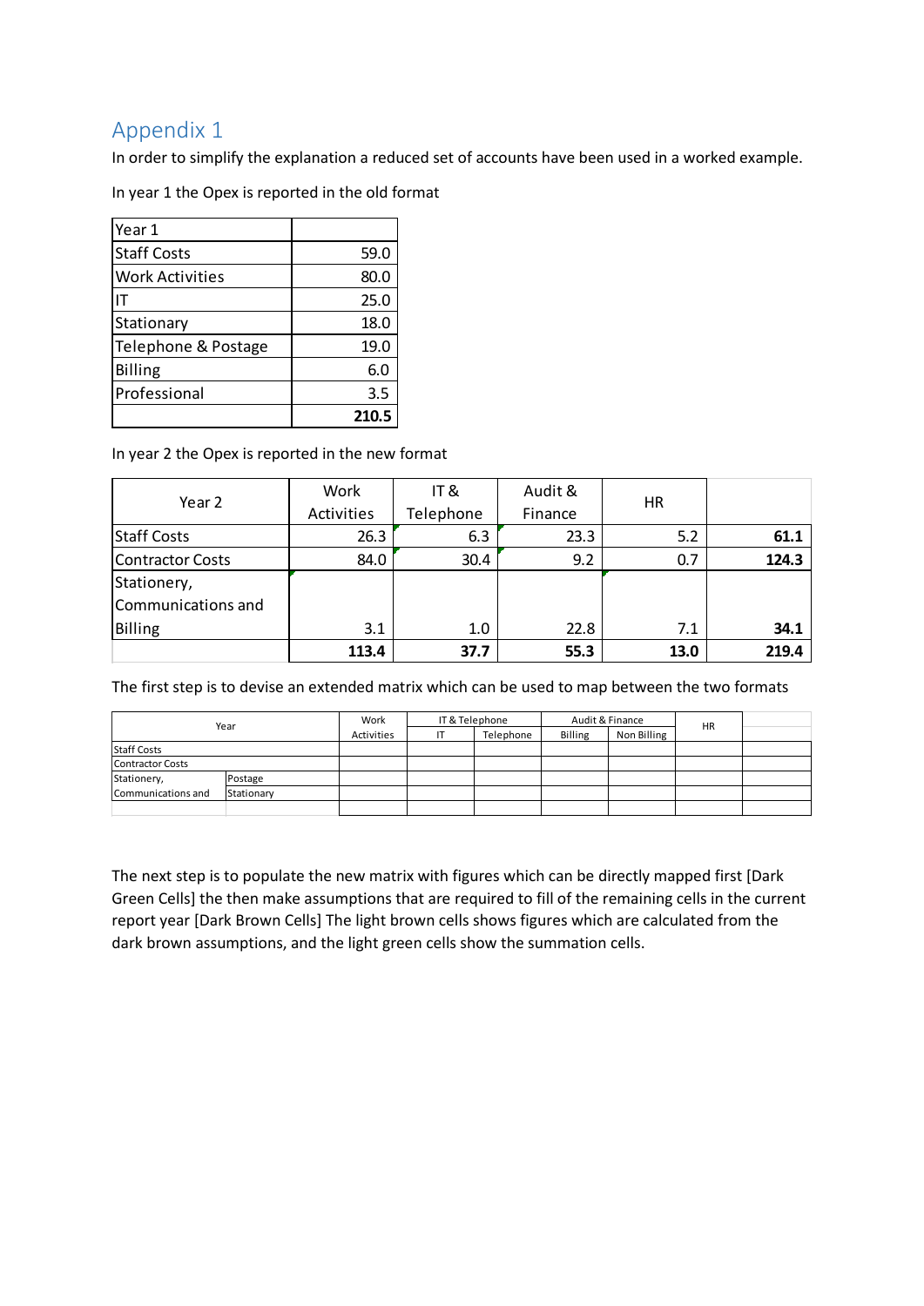## Appendix 1

In order to simplify the explanation a reduced set of accounts have been used in a worked example.

In year 1 the Opex is reported in the old format

| Year 1 | |
|---|---|
| Staff Costs | 59.0 |
| Work Activities | 80.0 |
| IT | 25.0 |
| Stationary | 18.0 |
| Telephone & Postage | 19.0 |
| Billing | 6.0 |
| Professional | 3.5 |
| | **210.5** |

In year 2 the Opex is reported in the new format

| Year 2 | Work Activities | IT & Telephone | Audit & Finance | HR | |
|---|---|---|---|---|---|
| Staff Costs | 26.3 | 6.3 | 23.3 | 5.2 | **61.1** |
| Contractor Costs | 84.0 | 30.4 | 9.2 | 0.7 | **124.3** |
| Stationery, Communications and Billing | 3.1 | 1.0 | 22.8 | 7.1 | **34.1** |
| | **113.4** | **37.7** | **55.3** | **13.0** | **219.4** |

The first step is to devise an extended matrix which can be used to map between the two formats

| Year | | Work Activities | IT & Telephone | | Audit & Finance | | HR | |
|---|---|---|---|---|---|---|---|---|
| | | | IT | Telephone | Billing | Non Billing | | |
| Staff Costs | | | | | | | | |
| Contractor Costs | | | | | | | | |
| Stationery, | Postage | | | | | | | |
| Communications and | Stationary | | | | | | | |
| | | | | | | | | |

The next step is to populate the new matrix with figures which can be directly mapped first [Dark Green Cells] the then make assumptions that are required to fill of the remaining cells in the current report year [Dark Brown Cells] The light brown cells shows figures which are calculated from the dark brown assumptions, and the light green cells show the summation cells.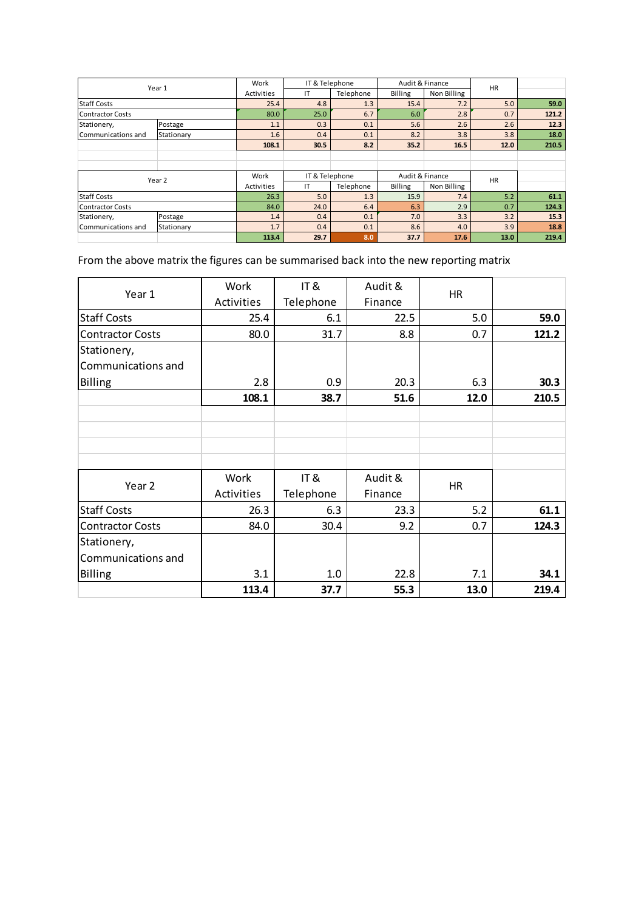| Year 1 | | Work Activities | IT & Telephone | | Audit & Finance | | HR | |
|---|---|---|---|---|---|---|---|---|
| | | | IT | Telephone | Billing | Non Billing | | |
| Staff Costs | | 25.4 | 4.8 | 1.3 | 15.4 | 7.2 | 5.0 | **59.0** |
| Contractor Costs | | 80.0 | 25.0 | 6.7 | 6.0 | 2.8 | 0.7 | **121.2** |
| Stationery, | Postage | 1.1 | 0.3 | 0.1 | 5.6 | 2.6 | 2.6 | **12.3** |
| Communications and | Stationary | 1.6 | 0.4 | 0.1 | 8.2 | 3.8 | 3.8 | **18.0** |
| | | **108.1** | **30.5** | **8.2** | **35.2** | **16.5** | **12.0** | **210.5** |

| Year 2 | | Work Activities | IT & Telephone | | Audit & Finance | | HR | |
|---|---|---|---|---|---|---|---|---|
| | | | IT | Telephone | Billing | Non Billing | | |
| Staff Costs | | 26.3 | 5.0 | 1.3 | 15.9 | 7.4 | 5.2 | **61.1** |
| Contractor Costs | | 84.0 | 24.0 | 6.4 | 6.3 | 2.9 | 0.7 | **124.3** |
| Stationery, | Postage | 1.4 | 0.4 | 0.1 | 7.0 | 3.3 | 3.2 | **15.3** |
| Communications and | Stationary | 1.7 | 0.4 | 0.1 | 8.6 | 4.0 | 3.9 | **18.8** |
| | | **113.4** | **29.7** | **8.0** | **37.7** | **17.6** | **13.0** | **219.4** |

From the above matrix the figures can be summarised back into the new reporting matrix

| Year 1 | Work Activities | IT & Telephone | Audit & Finance | HR | |
|---|---|---|---|---|---|
| Staff Costs | 25.4 | 6.1 | 22.5 | 5.0 | **59.0** |
| Contractor Costs | 80.0 | 31.7 | 8.8 | 0.7 | **121.2** |
| Stationery, Communications and Billing | 2.8 | 0.9 | 20.3 | 6.3 | **30.3** |
| | **108.1** | **38.7** | **51.6** | **12.0** | **210.5** |

| Year 2 | Work Activities | IT & Telephone | Audit & Finance | HR | |
|---|---|---|---|---|---|
| Staff Costs | 26.3 | 6.3 | 23.3 | 5.2 | **61.1** |
| Contractor Costs | 84.0 | 30.4 | 9.2 | 0.7 | **124.3** |
| Stationery, Communications and Billing | 3.1 | 1.0 | 22.8 | 7.1 | **34.1** |
| | **113.4** | **37.7** | **55.3** | **13.0** | **219.4** |